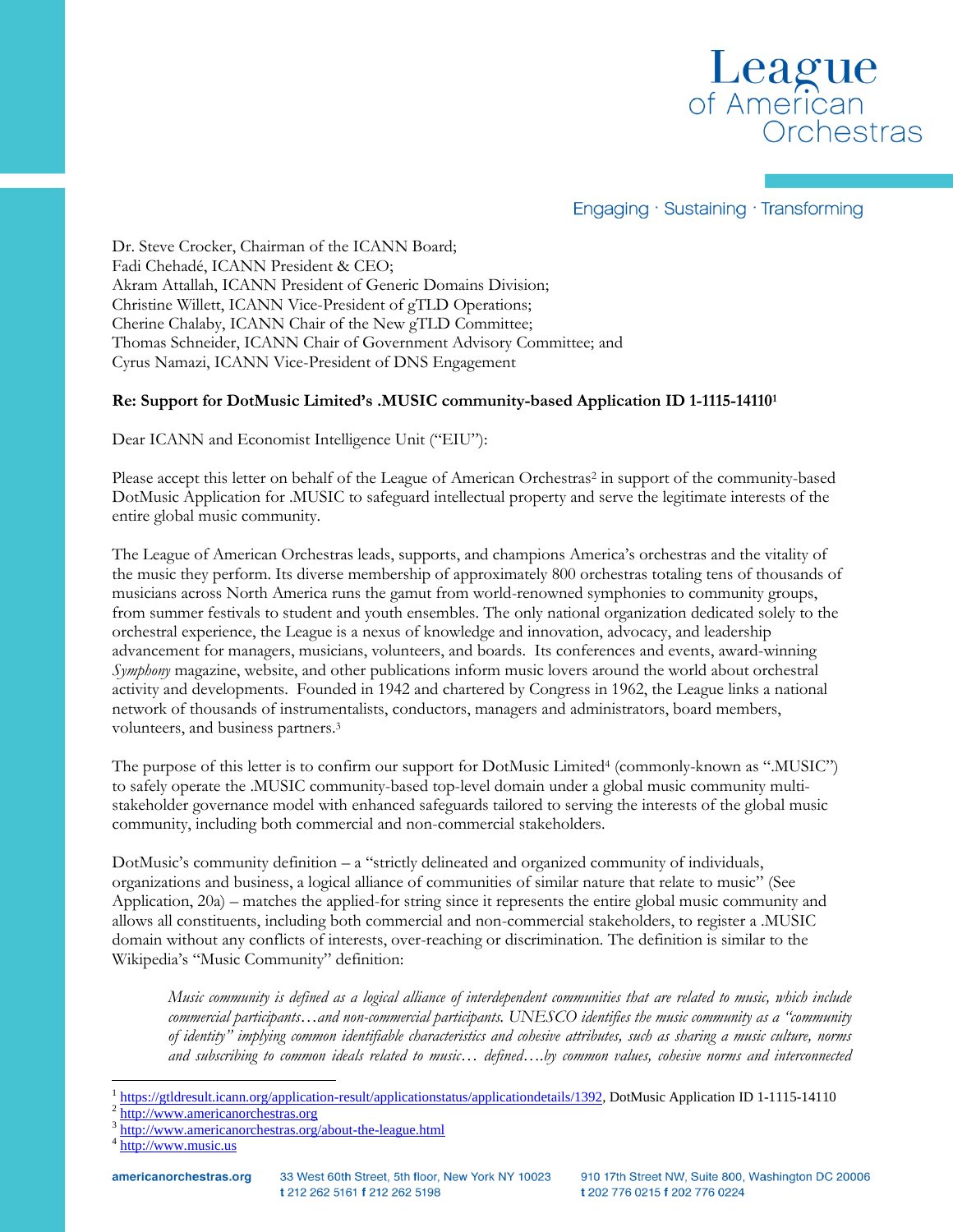League of American Orchestras

Engaging · Sustaining · Transforming

Dr. Steve Crocker, Chairman of the ICANN Board;
Fadi Chehadé, ICANN President & CEO;
Akram Attallah, ICANN President of Generic Domains Division;
Christine Willett, ICANN Vice-President of gTLD Operations;
Cherine Chalaby, ICANN Chair of the New gTLD Committee;
Thomas Schneider, ICANN Chair of Government Advisory Committee; and
Cyrus Namazi, ICANN Vice-President of DNS Engagement

**Re: Support for DotMusic Limited's .MUSIC community-based Application ID 1-1115-14110[1]**

Dear ICANN and Economist Intelligence Unit ("EIU"):

Please accept this letter on behalf of the League of American Orchestras[2] in support of the community-based DotMusic Application for .MUSIC to safeguard intellectual property and serve the legitimate interests of the entire global music community.

The League of American Orchestras leads, supports, and champions America's orchestras and the vitality of the music they perform. Its diverse membership of approximately 800 orchestras totaling tens of thousands of musicians across North America runs the gamut from world-renowned symphonies to community groups, from summer festivals to student and youth ensembles. The only national organization dedicated solely to the orchestral experience, the League is a nexus of knowledge and innovation, advocacy, and leadership advancement for managers, musicians, volunteers, and boards. Its conferences and events, award-winning *Symphony* magazine, website, and other publications inform music lovers around the world about orchestral activity and developments. Founded in 1942 and chartered by Congress in 1962, the League links a national network of thousands of instrumentalists, conductors, managers and administrators, board members, volunteers, and business partners.[3]

The purpose of this letter is to confirm our support for DotMusic Limited[4] (commonly-known as ".MUSIC") to safely operate the .MUSIC community-based top-level domain under a global music community multi-stakeholder governance model with enhanced safeguards tailored to serving the interests of the global music community, including both commercial and non-commercial stakeholders.

DotMusic's community definition – a "strictly delineated and organized community of individuals, organizations and business, a logical alliance of communities of similar nature that relate to music" (See Application, 20a) – matches the applied-for string since it represents the entire global music community and allows all constituents, including both commercial and non-commercial stakeholders, to register a .MUSIC domain without any conflicts of interests, over-reaching or discrimination. The definition is similar to the Wikipedia's "Music Community" definition:

> *Music community is defined as a logical alliance of interdependent communities that are related to music, which include commercial participants…and non-commercial participants. UNESCO identifies the music community as a "community of identity" implying common identifiable characteristics and cohesive attributes, such as sharing a music culture, norms and subscribing to common ideals related to music… defined….by common values, cohesive norms and interconnected*

---

[1] https://gtldresult.icann.org/application-result/applicationstatus/applicationdetails/1392, DotMusic Application ID 1-1115-14110

[2] http://www.americanorchestras.org

[3] http://www.americanorchestras.org/about-the-league.html

[4] http://www.music.us

americanorchestras.org | 33 West 60th Street, 5th floor, New York NY 10023 t 212 262 5161 f 212 262 5198 | 910 17th Street NW, Suite 800, Washington DC 20006 t 202 776 0215 f 202 776 0224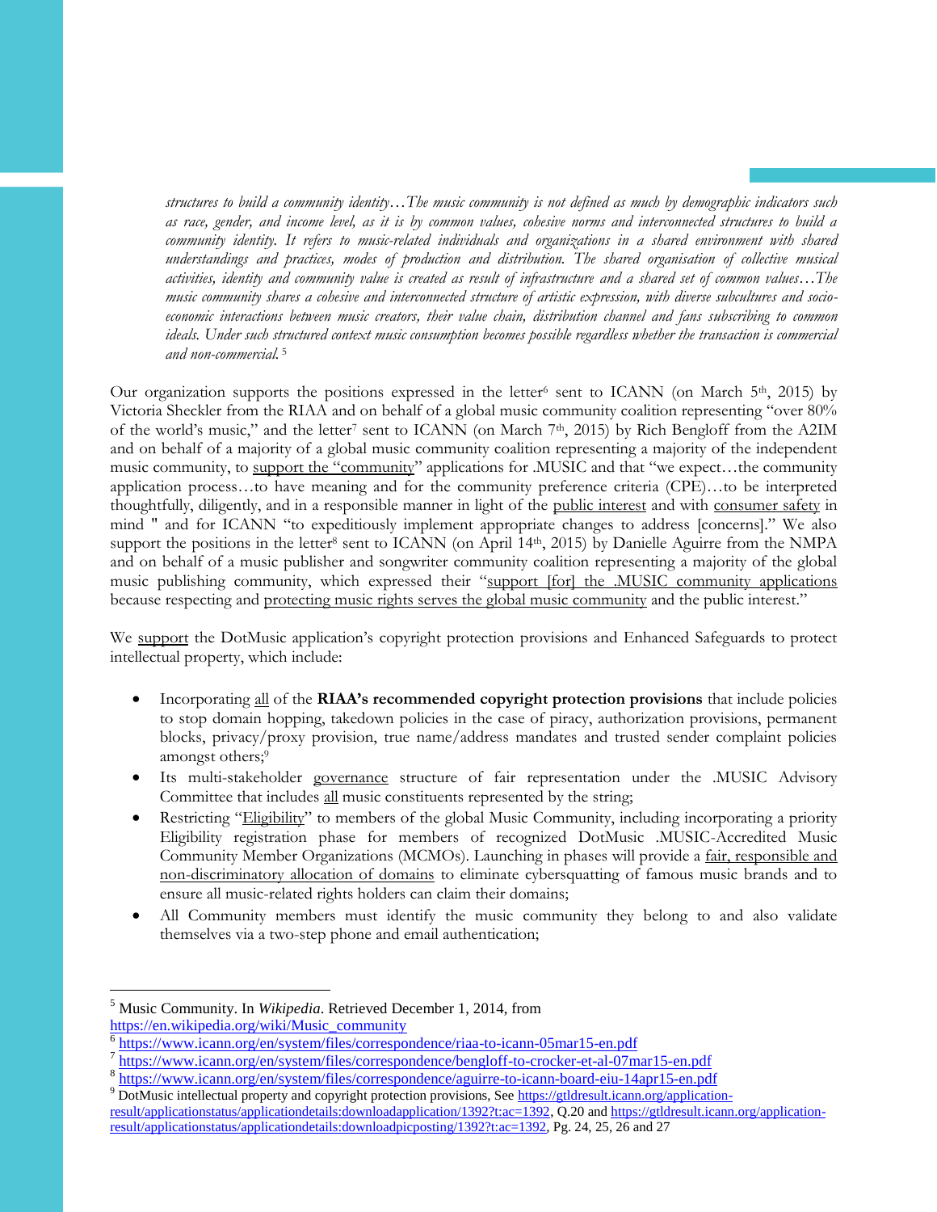*structures to build a community identity…The music community is not defined as much by demographic indicators such as race, gender, and income level, as it is by common values, cohesive norms and interconnected structures to build a community identity. It refers to music-related individuals and organizations in a shared environment with shared understandings and practices, modes of production and distribution. The shared organisation of collective musical activities, identity and community value is created as result of infrastructure and a shared set of common values…The music community shares a cohesive and interconnected structure of artistic expression, with diverse subcultures and socio-economic interactions between music creators, their value chain, distribution channel and fans subscribing to common ideals. Under such structured context music consumption becomes possible regardless whether the transaction is commercial and non-commercial.* [5]

Our organization supports the positions expressed in the letter[6] sent to ICANN (on March 5th, 2015) by Victoria Sheckler from the RIAA and on behalf of a global music community coalition representing "over 80% of the world's music," and the letter[7] sent to ICANN (on March 7th, 2015) by Rich Bengloff from the A2IM and on behalf of a majority of a global music community coalition representing a majority of the independent music community, to support the "community" applications for .MUSIC and that "we expect…the community application process…to have meaning and for the community preference criteria (CPE)…to be interpreted thoughtfully, diligently, and in a responsible manner in light of the public interest and with consumer safety in mind " and for ICANN "to expeditiously implement appropriate changes to address [concerns]." We also support the positions in the letter[8] sent to ICANN (on April 14th, 2015) by Danielle Aguirre from the NMPA and on behalf of a music publisher and songwriter community coalition representing a majority of the global music publishing community, which expressed their "support [for] the .MUSIC community applications because respecting and protecting music rights serves the global music community and the public interest."

We support the DotMusic application's copyright protection provisions and Enhanced Safeguards to protect intellectual property, which include:

- Incorporating all of the **RIAA's recommended copyright protection provisions** that include policies to stop domain hopping, takedown policies in the case of piracy, authorization provisions, permanent blocks, privacy/proxy provision, true name/address mandates and trusted sender complaint policies amongst others;[9]
- Its multi-stakeholder governance structure of fair representation under the .MUSIC Advisory Committee that includes all music constituents represented by the string;
- Restricting "Eligibility" to members of the global Music Community, including incorporating a priority Eligibility registration phase for members of recognized DotMusic .MUSIC-Accredited Music Community Member Organizations (MCMOs). Launching in phases will provide a fair, responsible and non-discriminatory allocation of domains to eliminate cybersquatting of famous music brands and to ensure all music-related rights holders can claim their domains;
- All Community members must identify the music community they belong to and also validate themselves via a two-step phone and email authentication;

---

[5] Music Community. In *Wikipedia*. Retrieved December 1, 2014, from https://en.wikipedia.org/wiki/Music_community

[6] https://www.icann.org/en/system/files/correspondence/riaa-to-icann-05mar15-en.pdf

[7] https://www.icann.org/en/system/files/correspondence/bengloff-to-crocker-et-al-07mar15-en.pdf

[8] https://www.icann.org/en/system/files/correspondence/aguirre-to-icann-board-eiu-14apr15-en.pdf

[9] DotMusic intellectual property and copyright protection provisions, See https://gtldresult.icann.org/application-result/applicationstatus/applicationdetails:downloadapplication/1392?t:ac=1392, Q.20 and https://gtldresult.icann.org/application-result/applicationstatus/applicationdetails:downloadpicposting/1392?t:ac=1392, Pg. 24, 25, 26 and 27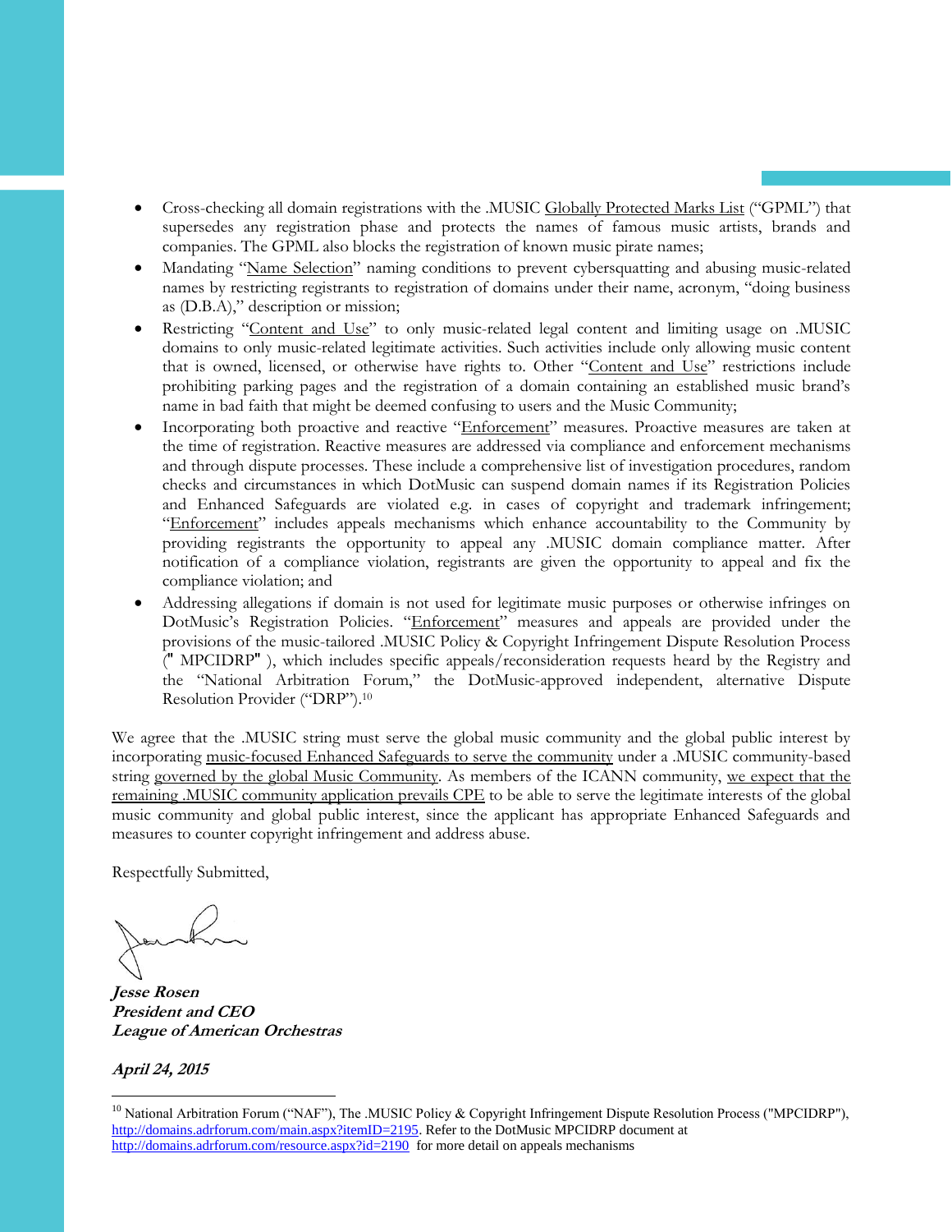- Cross-checking all domain registrations with the .MUSIC Globally Protected Marks List ("GPML") that supersedes any registration phase and protects the names of famous music artists, brands and companies. The GPML also blocks the registration of known music pirate names;
- Mandating "Name Selection" naming conditions to prevent cybersquatting and abusing music-related names by restricting registrants to registration of domains under their name, acronym, "doing business as (D.B.A)," description or mission;
- Restricting "Content and Use" to only music-related legal content and limiting usage on .MUSIC domains to only music-related legitimate activities. Such activities include only allowing music content that is owned, licensed, or otherwise have rights to. Other "Content and Use" restrictions include prohibiting parking pages and the registration of a domain containing an established music brand's name in bad faith that might be deemed confusing to users and the Music Community;
- Incorporating both proactive and reactive "Enforcement" measures. Proactive measures are taken at the time of registration. Reactive measures are addressed via compliance and enforcement mechanisms and through dispute processes. These include a comprehensive list of investigation procedures, random checks and circumstances in which DotMusic can suspend domain names if its Registration Policies and Enhanced Safeguards are violated e.g. in cases of copyright and trademark infringement; "Enforcement" includes appeals mechanisms which enhance accountability to the Community by providing registrants the opportunity to appeal any .MUSIC domain compliance matter. After notification of a compliance violation, registrants are given the opportunity to appeal and fix the compliance violation; and
- Addressing allegations if domain is not used for legitimate music purposes or otherwise infringes on DotMusic's Registration Policies. "Enforcement" measures and appeals are provided under the provisions of the music-tailored .MUSIC Policy & Copyright Infringement Dispute Resolution Process (" MPCIDRP" ), which includes specific appeals/reconsideration requests heard by the Registry and the "National Arbitration Forum," the DotMusic-approved independent, alternative Dispute Resolution Provider ("DRP").[10]

We agree that the .MUSIC string must serve the global music community and the global public interest by incorporating music-focused Enhanced Safeguards to serve the community under a .MUSIC community-based string governed by the global Music Community. As members of the ICANN community, we expect that the remaining .MUSIC community application prevails CPE to be able to serve the legitimate interests of the global music community and global public interest, since the applicant has appropriate Enhanced Safeguards and measures to counter copyright infringement and address abuse.

Respectfully Submitted,

***Jesse Rosen***
***President and CEO***
***League of American Orchestras***

***April 24, 2015***

[10] National Arbitration Forum ("NAF"), The .MUSIC Policy & Copyright Infringement Dispute Resolution Process ("MPCIDRP"), http://domains.adrforum.com/main.aspx?itemID=2195. Refer to the DotMusic MPCIDRP document at http://domains.adrforum.com/resource.aspx?id=2190 for more detail on appeals mechanisms